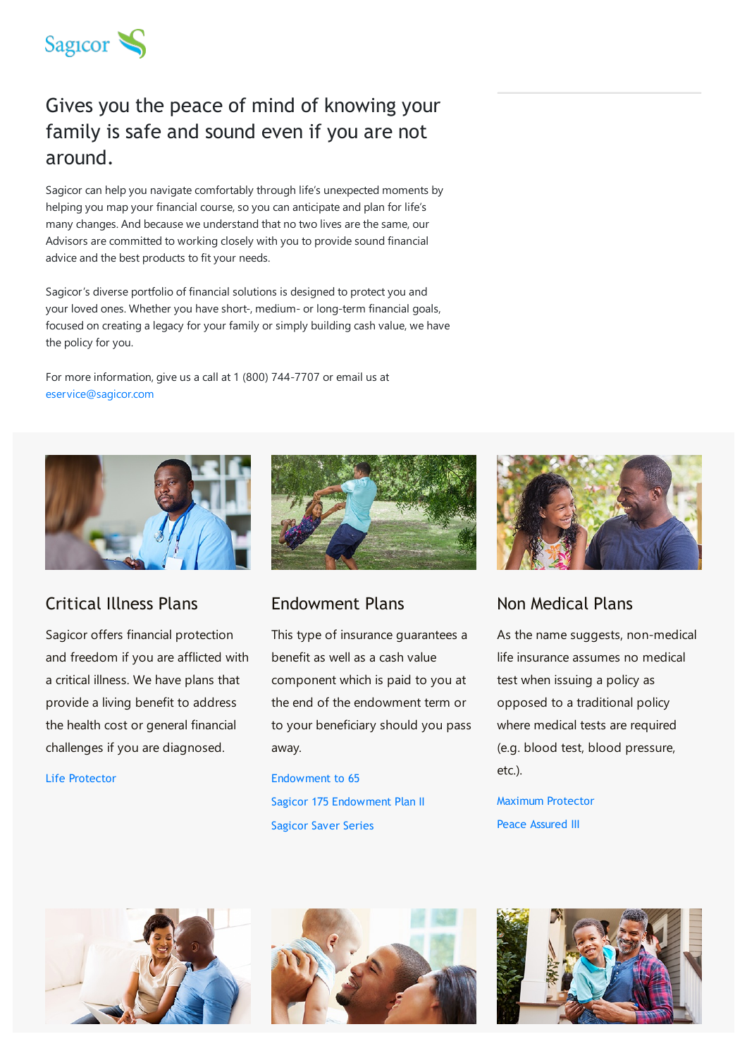Sagicor

# Gives you the peace of mind of knowing your family is safe and sound even if you are not around.

Sagicor can help you navigate comfortably through life's unexpected moments by helping you map your financial course, so you can anticipate and plan for life's many changes. And because we understand that no two lives are the same, our Advisors are committed to working closely with you to provide sound financial advice and the best products to fit your needs.

Sagicor's diverse portfolio of financial solutions is designed to protect you and your loved ones. Whether you have short-, medium- or long-term financial goals, focused on creating a legacy for your family or simply building cash value, we have the policy for you.

For more information, give us a call at 1 (800) 744-7707 or email us at eservice@sagicor.com

## Critical Illness Plans

Sagicor offers financial protection and freedom if you are afflicted with a critical illness. We have plans that provide a living benefit to address the health cost or general financial challenges if you are diagnosed.

Life Protector

## Endowment Plans

This type of insurance guarantees a benefit as well as a cash value component which is paid to you at the end of the endowment term or to your beneficiary should you pass away.

Endowment to 65

Sagicor 175 Endowment Plan II

Sagicor Saver Series

## Non Medical Plans

As the name suggests, non-medical life insurance assumes no medical test when issuing a policy as opposed to a traditional policy where medical tests are required (e.g. blood test, blood pressure, etc.).

Maximum Protector

Peace Assured III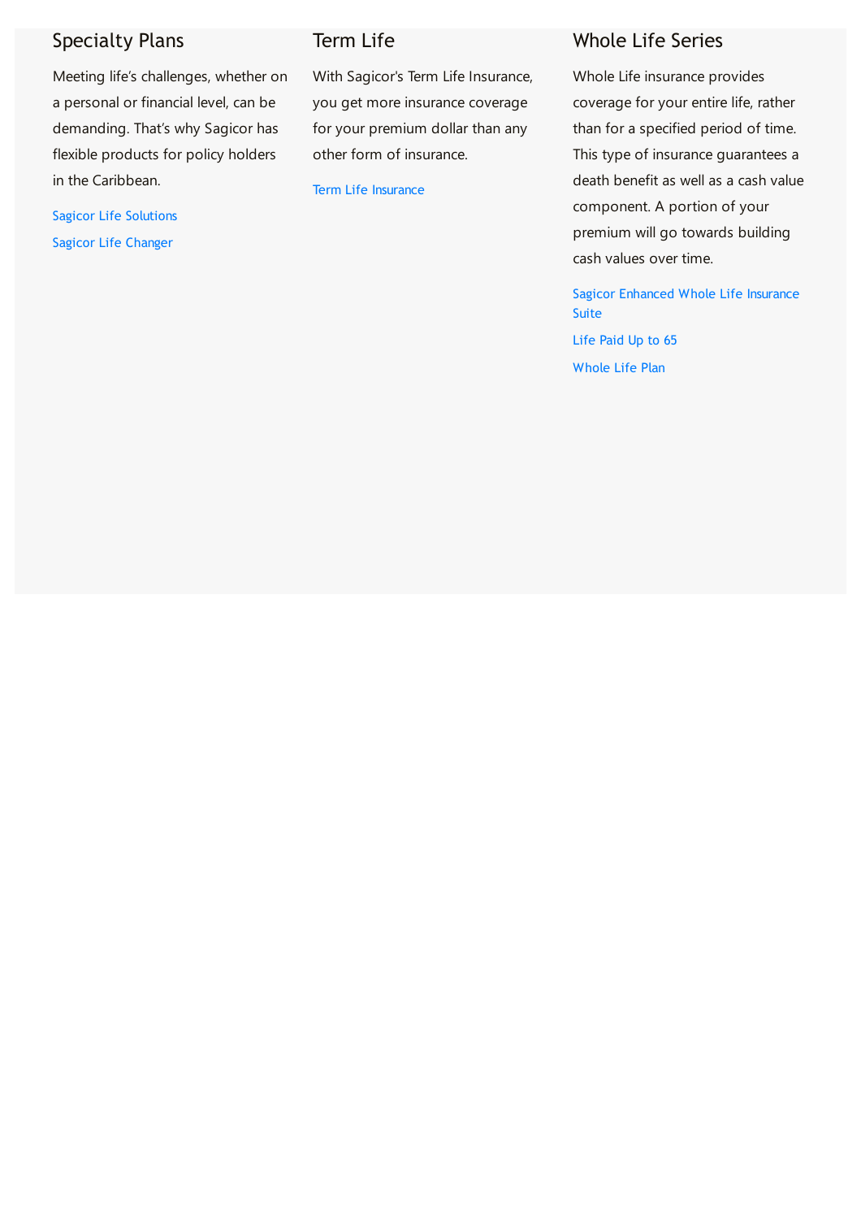## Specialty Plans

Meeting life's challenges, whether on a personal or financial level, can be demanding. That's why Sagicor has flexible products for policy holders in the Caribbean.

Sagicor Life Solutions

Sagicor Life Changer

## Term Life

With Sagicor's Term Life Insurance, you get more insurance coverage for your premium dollar than any other form of insurance.

Term Life Insurance

## Whole Life Series

Whole Life insurance provides coverage for your entire life, rather than for a specified period of time. This type of insurance guarantees a death benefit as well as a cash value component. A portion of your premium will go towards building cash values over time.

Sagicor Enhanced Whole Life Insurance Suite

Life Paid Up to 65

Whole Life Plan